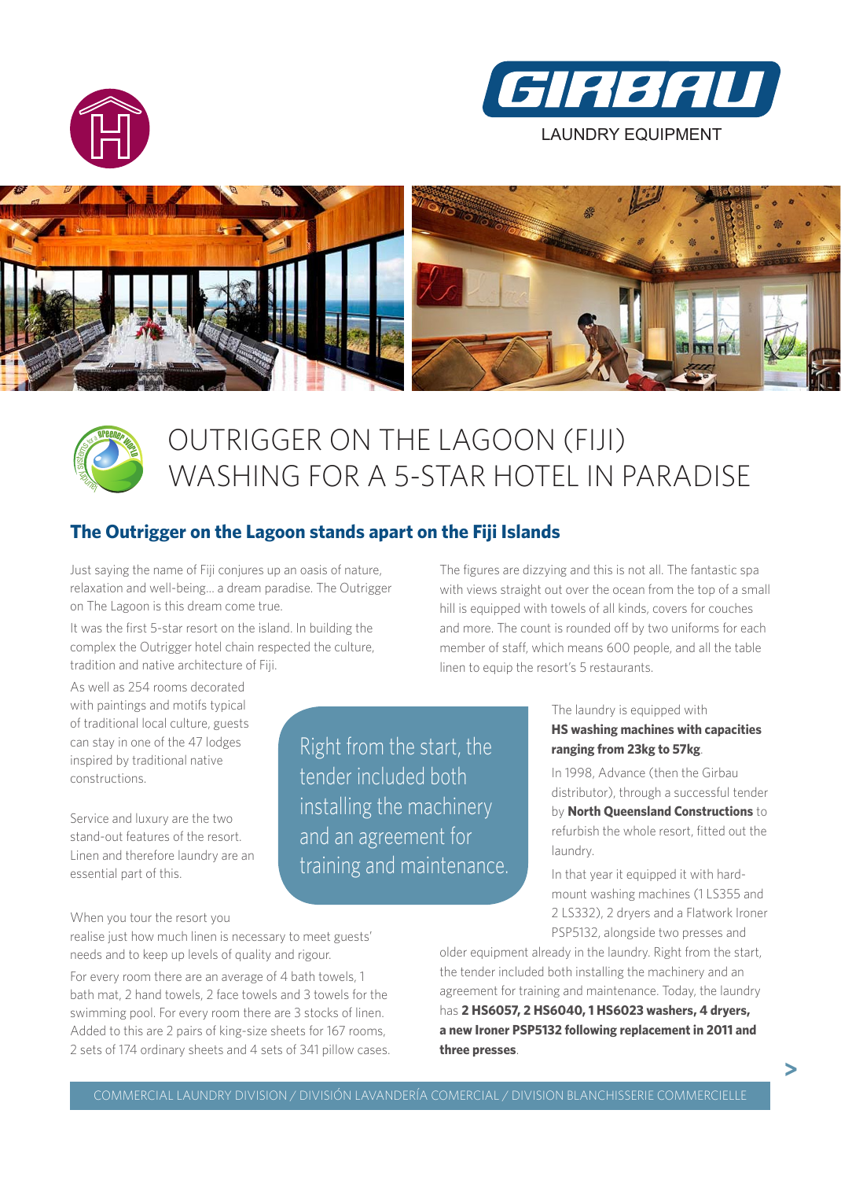GIRBAU

LAUNDRY EQUIPMENT

# OUTRIGGER ON THE LAGOON (FIJI) WASHING FOR A 5-STAR HOTEL IN PARADISE

## The Outrigger on the Lagoon stands apart on the Fiji Islands

Just saying the name of Fiji conjures up an oasis of nature, relaxation and well-being... a dream paradise. The Outrigger on The Lagoon is this dream come true.

It was the first 5-star resort on the island. In building the complex the Outrigger hotel chain respected the culture, tradition and native architecture of Fiji.

As well as 254 rooms decorated with paintings and motifs typical of traditional local culture, guests can stay in one of the 47 lodges inspired by traditional native constructions.

Service and luxury are the two stand-out features of the resort. Linen and therefore laundry are an essential part of this.

When you tour the resort you realise just how much linen is necessary to meet guests' needs and to keep up levels of quality and rigour.

For every room there are an average of 4 bath towels, 1 bath mat, 2 hand towels, 2 face towels and 3 towels for the swimming pool. For every room there are 3 stocks of linen. Added to this are 2 pairs of king-size sheets for 167 rooms, 2 sets of 174 ordinary sheets and 4 sets of 341 pillow cases.

The figures are dizzying and this is not all. The fantastic spa with views straight out over the ocean from the top of a small hill is equipped with towels of all kinds, covers for couches and more. The count is rounded off by two uniforms for each member of staff, which means 600 people, and all the table linen to equip the resort's 5 restaurants.

> Right from the start, the tender included both installing the machinery and an agreement for training and maintenance.

The laundry is equipped with **HS washing machines with capacities ranging from 23kg to 57kg**.

In 1998, Advance (then the Girbau distributor), through a successful tender by **North Queensland Constructions** to refurbish the whole resort, fitted out the laundry.

In that year it equipped it with hard-mount washing machines (1 LS355 and 2 LS332), 2 dryers and a Flatwork Ironer PSP5132, alongside two presses and older equipment already in the laundry. Right from the start, the tender included both installing the machinery and an agreement for training and maintenance. Today, the laundry has **2 HS6057, 2 HS6040, 1 HS6023 washers, 4 dryers, a new Ironer PSP5132 following replacement in 2011 and three presses**.

COMMERCIAL LAUNDRY DIVISION / DIVISIÓN LAVANDERÍA COMERCIAL / DIVISION BLANCHISSERIE COMMERCIELLE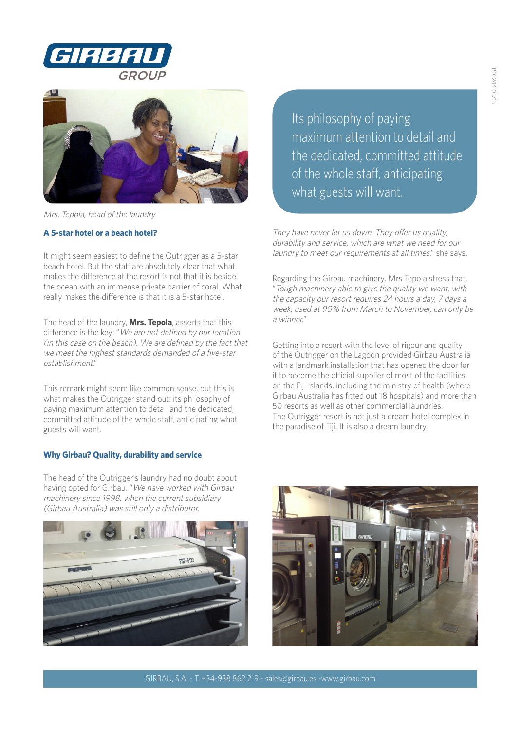Mrs. Tepola, head of the laundry

### A 5-star hotel or a beach hotel?

It might seem easiest to define the Outrigger as a 5-star beach hotel. But the staff are absolutely clear that what makes the difference at the resort is not that it is beside the ocean with an immense private barrier of coral. What really makes the difference is that it is a 5-star hotel.

The head of the laundry, **Mrs. Tepola**, asserts that this difference is the key: "*We are not defined by our location (in this case on the beach). We are defined by the fact that we meet the highest standards demanded of a five-star establishment.*"

This remark might seem like common sense, but this is what makes the Outrigger stand out: its philosophy of paying maximum attention to detail and the dedicated, committed attitude of the whole staff, anticipating what guests will want.

### Why Girbau? Quality, durability and service

The head of the Outrigger's laundry had no doubt about having opted for Girbau. "*We have worked with Girbau machinery since 1998, when the current subsidiary (Girbau Australia) was still only a distributor.*

> Its philosophy of paying maximum attention to detail and the dedicated, committed attitude of the whole staff, anticipating what guests will want.

*They have never let us down. They offer us quality, durability and service, which are what we need for our laundry to meet our requirements at all times,*" she says.

Regarding the Girbau machinery, Mrs Tepola stress that, "*Tough machinery able to give the quality we want, with the capacity our resort requires 24 hours a day, 7 days a week, used at 90% from March to November, can only be a winner.*"

Getting into a resort with the level of rigour and quality of the Outrigger on the Lagoon provided Girbau Australia with a landmark installation that has opened the door for it to become the official supplier of most of the facilities on the Fiji islands, including the ministry of health (where Girbau Australia has fitted out 18 hospitals) and more than 50 resorts as well as other commercial laundries.
The Outrigger resort is not just a dream hotel complex in the paradise of Fiji. It is also a dream laundry.

GIRBAU, S.A. - T. +34-938 862 219 - sales@girbau.es -www.girbau.com